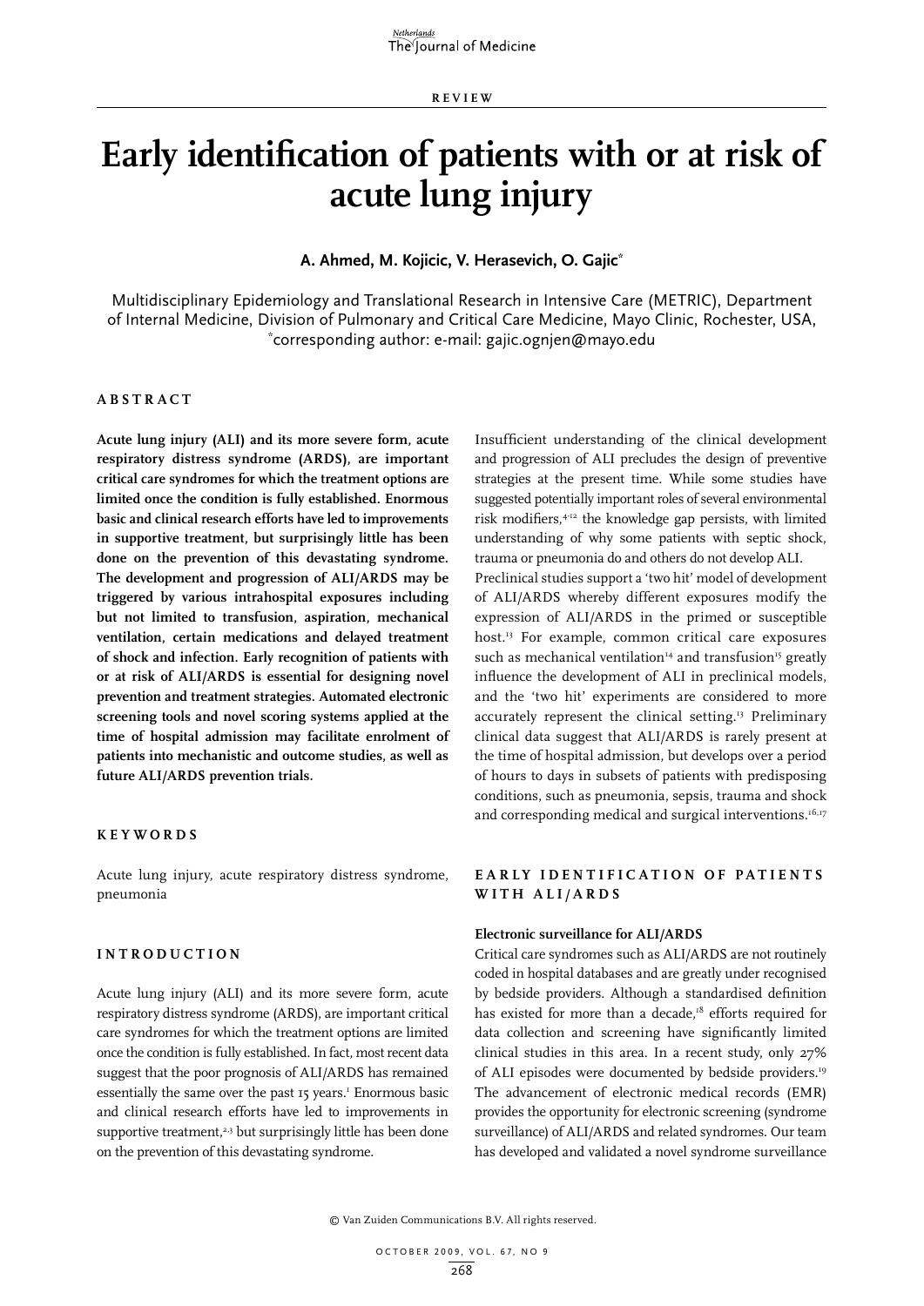REVIEW

# Early identification of patients with or at risk of acute lung injury

**A. Ahmed, M. Kojicic, V. Herasevich, O. Gajic***

Multidisciplinary Epidemiology and Translational Research in Intensive Care (METRIC), Department of Internal Medicine, Division of Pulmonary and Critical Care Medicine, Mayo Clinic, Rochester, USA, *corresponding author: e-mail: gajic.ognjen@mayo.edu

## ABSTRACT

**Acute lung injury (ALI) and its more severe form, acute respiratory distress syndrome (ARDS), are important critical care syndromes for which the treatment options are limited once the condition is fully established. Enormous basic and clinical research efforts have led to improvements in supportive treatment, but surprisingly little has been done on the prevention of this devastating syndrome. The development and progression of ALI/ARDS may be triggered by various intrahospital exposures including but not limited to transfusion, aspiration, mechanical ventilation, certain medications and delayed treatment of shock and infection. Early recognition of patients with or at risk of ALI/ARDS is essential for designing novel prevention and treatment strategies. Automated electronic screening tools and novel scoring systems applied at the time of hospital admission may facilitate enrolment of patients into mechanistic and outcome studies, as well as future ALI/ARDS prevention trials.**

## KEYWORDS

Acute lung injury, acute respiratory distress syndrome, pneumonia

## INTRODUCTION

Acute lung injury (ALI) and its more severe form, acute respiratory distress syndrome (ARDS), are important critical care syndromes for which the treatment options are limited once the condition is fully established. In fact, most recent data suggest that the poor prognosis of ALI/ARDS has remained essentially the same over the past 15 years.[1] Enormous basic and clinical research efforts have led to improvements in supportive treatment,[2,3] but surprisingly little has been done on the prevention of this devastating syndrome.

Insufficient understanding of the clinical development and progression of ALI precludes the design of preventive strategies at the present time. While some studies have suggested potentially important roles of several environmental risk modifiers,[4-12] the knowledge gap persists, with limited understanding of why some patients with septic shock, trauma or pneumonia do and others do not develop ALI.

Preclinical studies support a 'two hit' model of development of ALI/ARDS whereby different exposures modify the expression of ALI/ARDS in the primed or susceptible host.[13] For example, common critical care exposures such as mechanical ventilation[14] and transfusion[15] greatly influence the development of ALI in preclinical models, and the 'two hit' experiments are considered to more accurately represent the clinical setting.[13] Preliminary clinical data suggest that ALI/ARDS is rarely present at the time of hospital admission, but develops over a period of hours to days in subsets of patients with predisposing conditions, such as pneumonia, sepsis, trauma and shock and corresponding medical and surgical interventions.[16,17]

## EARLY IDENTIFICATION OF PATIENTS WITH ALI/ARDS

### Electronic surveillance for ALI/ARDS

Critical care syndromes such as ALI/ARDS are not routinely coded in hospital databases and are greatly under recognised by bedside providers. Although a standardised definition has existed for more than a decade,[18] efforts required for data collection and screening have significantly limited clinical studies in this area. In a recent study, only 27% of ALI episodes were documented by bedside providers.[19] The advancement of electronic medical records (EMR) provides the opportunity for electronic screening (syndrome surveillance) of ALI/ARDS and related syndromes. Our team has developed and validated a novel syndrome surveillance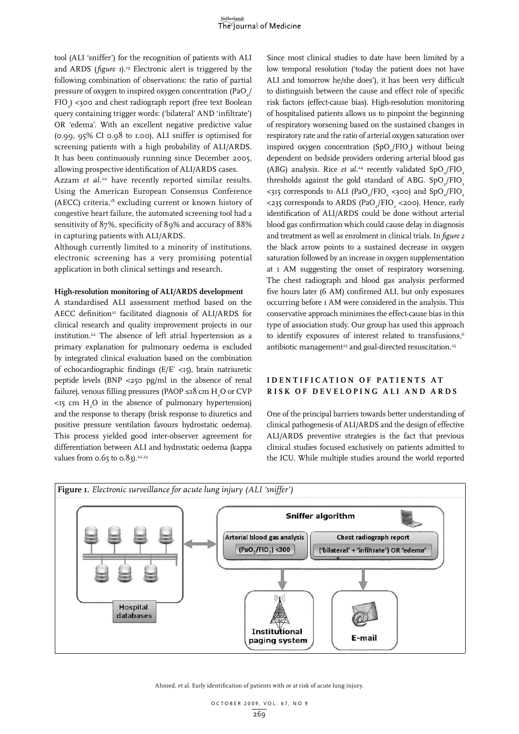tool (ALI 'sniffer') for the recognition of patients with ALI and ARDS (*figure 1*).[19] Electronic alert is triggered by the following combination of observations: the ratio of partial pressure of oxygen to inspired oxygen concentration ($PaO_2/FIO_2$) <300 and chest radiograph report (free text Boolean query containing trigger words: ('bilateral' AND 'infiltrate') OR 'edema'. With an excellent negative predictive value (0.99, 95% CI 0.98 to 1.00), ALI sniffer is optimised for screening patients with a high probability of ALI/ARDS. It has been continuously running since December 2005, allowing prospective identification of ALI/ARDS cases.

Azzam *et al.*[20] have recently reported similar results. Using the American European Consensus Conference (AECC) criteria,[18] excluding current or known history of congestive heart failure, the automated screening tool had a sensitivity of 87%, specificity of 89% and accuracy of 88% in capturing patients with ALI/ARDS.

Although currently limited to a minority of institutions, electronic screening has a very promising potential application in both clinical settings and research.

### High-resolution monitoring of ALI/ARDS development

A standardised ALI assessment method based on the AECC definition[21] facilitated diagnosis of ALI/ARDS for clinical research and quality improvement projects in our institution.[22] The absence of left atrial hypertension as a primary explanation for pulmonary oedema is excluded by integrated clinical evaluation based on the combination of echocardiographic findings (E/E' <15), brain natriuretic peptide levels (BNP <250 pg/ml in the absence of renal failure), venous filling pressures (PAOP ≤18 cm $H_2O$ or CVP <15 cm $H_2O$ in the absence of pulmonary hypertension) and the response to therapy (brisk response to diuretics and positive pressure ventilation favours hydrostatic oedema). This process yielded good inter-observer agreement for differentiation between ALI and hydrostatic oedema (kappa values from 0.65 to 0.83).[22,23]

Since most clinical studies to date have been limited by a low temporal resolution ('today the patient does not have ALI and tomorrow he/she does'), it has been very difficult to distinguish between the cause and effect role of specific risk factors (effect-cause bias). High-resolution monitoring of hospitalised patients allows us to pinpoint the beginning of respiratory worsening based on the sustained changes in respiratory rate and the ratio of arterial oxygen saturation over inspired oxygen concentration ($SpO_2/FIO_2$) without being dependent on bedside providers ordering arterial blood gas (ABG) analysis. Rice *et al.*[24] recently validated $SpO_2/FIO_2$ thresholds against the gold standard of ABG. $SpO_2/FIO_2$ <315 corresponds to ALI ($PaO_2/FIO_2$ <300) and $SpO_2/FIO_2$ <235 corresponds to ARDS ($PaO_2/FIO_2$ <200). Hence, early identification of ALI/ARDS could be done without arterial blood gas confirmation which could cause delay in diagnosis and treatment as well as enrolment in clinical trials. In *figure 2* the black arrow points to a sustained decrease in oxygen saturation followed by an increase in oxygen supplementation at 1 AM suggesting the onset of respiratory worsening. The chest radiograph and blood gas analysis performed five hours later (6 AM) confirmed ALI, but only exposures occurring before 1 AM were considered in the analysis. This conservative approach minimises the effect-cause bias in this type of association study. Our group has used this approach to identify exposures of interest related to transfusions,[6] antibiotic management[25] and goal-directed resuscitation.[25]

## IDENTIFICATION OF PATIENTS AT RISK OF DEVELOPING ALI AND ARDS

One of the principal barriers towards better understanding of clinical pathogenesis of ALI/ARDS and the design of effective ALI/ARDS preventive strategies is the fact that previous clinical studies focused exclusively on patients admitted to the ICU. While multiple studies around the world reported

**Figure 1.** *Electronic surveillance for acute lung injury (ALI 'sniffer')*

Hospital databases — Sniffer algorithm: Arterial blood gas analysis ($PaO_2/FIO_2$) <300 + Chest radiograph report ('bilateral' + 'infiltrate') OR 'edema' → Institutional paging system; E-mail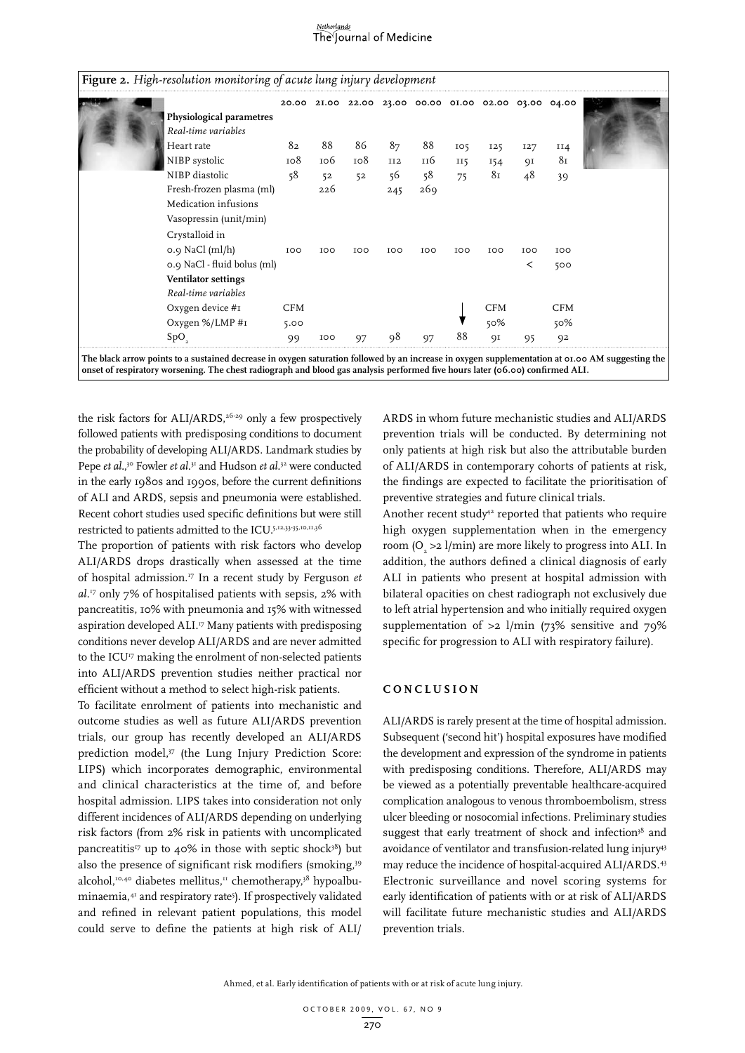**Figure 2.** *High-resolution monitoring of acute lung injury development*

| | 20.00 | 21.00 | 22.00 | 23.00 | 00.00 | 01.00 | 02.00 | 03.00 | 04.00 |
|---|---|---|---|---|---|---|---|---|---|
| **Physiological parametres** | | | | | | | | | |
| *Real-time variables* | | | | | | | | | |
| Heart rate | 82 | 88 | 86 | 87 | 88 | 105 | 125 | 127 | 114 |
| NIBP systolic | 108 | 106 | 108 | 112 | 116 | 115 | 154 | 91 | 81 |
| NIBP diastolic | 58 | 52 | 52 | 56 | 58 | 75 | 81 | 48 | 39 |
| Fresh-frozen plasma (ml) | | 226 | | 245 | 269 | | | | |
| Medication infusions | | | | | | | | | |
| Vasopressin (unit/min) | | | | | | | | | |
| Crystalloid in | | | | | | | | | |
| 0.9 NaCl (ml/h) | 100 | 100 | 100 | 100 | 100 | 100 | 100 | 100 | 100 |
| 0.9 NaCl - fluid bolus (ml) | | | | | | | | < | 500 |
| **Ventilator settings** | | | | | | | | | |
| *Real-time variables* | | | | | | | | | |
| Oxygen device #1 | CFM | | | | | ↓ | CFM | | CFM |
| Oxygen %/LMP #1 | 5.00 | | | | | | 50% | | 50% |
| $SpO_2$ | 99 | 100 | 97 | 98 | 97 | 88 | 91 | 95 | 92 |

**The black arrow points to a sustained decrease in oxygen saturation followed by an increase in oxygen supplementation at 01.00 AM suggesting the onset of respiratory worsening. The chest radiograph and blood gas analysis performed five hours later (06.00) confirmed ALI.**

the risk factors for ALI/ARDS,[26-29] only a few prospectively followed patients with predisposing conditions to document the probability of developing ALI/ARDS. Landmark studies by Pepe *et al.*,[30] Fowler *et al.*[31] and Hudson *et al.*[32] were conducted in the early 1980s and 1990s, before the current definitions of ALI and ARDS, sepsis and pneumonia were established. Recent cohort studies used specific definitions but were still restricted to patients admitted to the ICU.[5,12,33-35,10,11,36]

The proportion of patients with risk factors who develop ALI/ARDS drops drastically when assessed at the time of hospital admission.[17] In a recent study by Ferguson *et al.*[17] only 7% of hospitalised patients with sepsis, 2% with pancreatitis, 10% with pneumonia and 15% with witnessed aspiration developed ALI.[17] Many patients with predisposing conditions never develop ALI/ARDS and are never admitted to the ICU[17] making the enrolment of non-selected patients into ALI/ARDS prevention studies neither practical nor efficient without a method to select high-risk patients.

To facilitate enrolment of patients into mechanistic and outcome studies as well as future ALI/ARDS prevention trials, our group has recently developed an ALI/ARDS prediction model,[37] (the Lung Injury Prediction Score: LIPS) which incorporates demographic, environmental and clinical characteristics at the time of, and before hospital admission. LIPS takes into consideration not only different incidences of ALI/ARDS depending on underlying risk factors (from 2% risk in patients with uncomplicated pancreatitis[17] up to 40% in those with septic shock[38]) but also the presence of significant risk modifiers (smoking,[39] alcohol,[10,40] diabetes mellitus,[11] chemotherapy,[38] hypoalbuminaemia,[41] and respiratory rate[5]). If prospectively validated and refined in relevant patient populations, this model could serve to define the patients at high risk of ALI/ARDS in whom future mechanistic studies and ALI/ARDS prevention trials will be conducted. By determining not only patients at high risk but also the attributable burden of ALI/ARDS in contemporary cohorts of patients at risk, the findings are expected to facilitate the prioritisation of preventive strategies and future clinical trials.

Another recent study[42] reported that patients who require high oxygen supplementation when in the emergency room ($O_2$ >2 l/min) are more likely to progress into ALI. In addition, the authors defined a clinical diagnosis of early ALI in patients who present at hospital admission with bilateral opacities on chest radiograph not exclusively due to left atrial hypertension and who initially required oxygen supplementation of >2 l/min (73% sensitive and 79% specific for progression to ALI with respiratory failure).

## CONCLUSION

ALI/ARDS is rarely present at the time of hospital admission. Subsequent ('second hit') hospital exposures have modified the development and expression of the syndrome in patients with predisposing conditions. Therefore, ALI/ARDS may be viewed as a potentially preventable healthcare-acquired complication analogous to venous thromboembolism, stress ulcer bleeding or nosocomial infections. Preliminary studies suggest that early treatment of shock and infection[38] and avoidance of ventilator and transfusion-related lung injury[43] may reduce the incidence of hospital-acquired ALI/ARDS.[43] Electronic surveillance and novel scoring systems for early identification of patients with or at risk of ALI/ARDS will facilitate future mechanistic studies and ALI/ARDS prevention trials.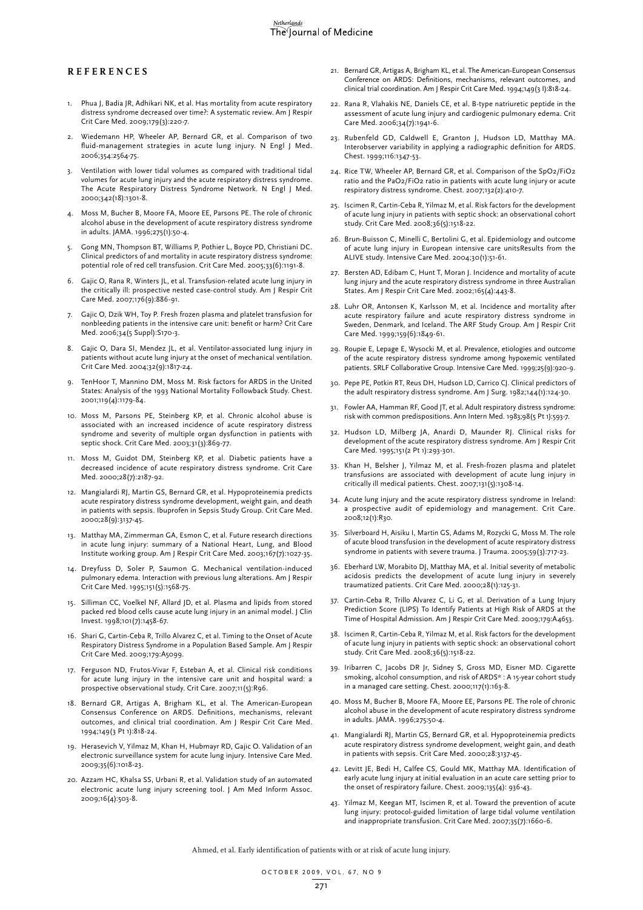## REFERENCES

1. Phua J, Badia JR, Adhikari NK, et al. Has mortality from acute respiratory distress syndrome decreased over time?: A systematic review. Am J Respir Crit Care Med. 2009;179(3):220-7.
2. Wiedemann HP, Wheeler AP, Bernard GR, et al. Comparison of two fluid-management strategies in acute lung injury. N Engl J Med. 2006;354:2564-75.
3. Ventilation with lower tidal volumes as compared with traditional tidal volumes for acute lung injury and the acute respiratory distress syndrome. The Acute Respiratory Distress Syndrome Network. N Engl J Med. 2000;342(18):1301-8.
4. Moss M, Bucher B, Moore FA, Moore EE, Parsons PE. The role of chronic alcohol abuse in the development of acute respiratory distress syndrome in adults. JAMA. 1996;275(1):50-4.
5. Gong MN, Thompson BT, Williams P, Pothier L, Boyce PD, Christiani DC. Clinical predictors of and mortality in acute respiratory distress syndrome: potential role of red cell transfusion. Crit Care Med. 2005;33(6):1191-8.
6. Gajic O, Rana R, Winters JL, et al. Transfusion-related acute lung injury in the critically ill: prospective nested case-control study. Am J Respir Crit Care Med. 2007;176(9):886-91.
7. Gajic O, Dzik WH, Toy P. Fresh frozen plasma and platelet transfusion for nonbleeding patients in the intensive care unit: benefit or harm? Crit Care Med. 2006;34(5 Suppl):S170-3.
8. Gajic O, Dara SI, Mendez JL, et al. Ventilator-associated lung injury in patients without acute lung injury at the onset of mechanical ventilation. Crit Care Med. 2004;32(9):1817-24.
9. TenHoor T, Mannino DM, Moss M. Risk factors for ARDS in the United States: Analysis of the 1993 National Mortality Followback Study. Chest. 2001;119(4):1179-84.
10. Moss M, Parsons PE, Steinberg KP, et al. Chronic alcohol abuse is associated with an increased incidence of acute respiratory distress syndrome and severity of multiple organ dysfunction in patients with septic shock. Crit Care Med. 2003;31(3):869-77.
11. Moss M, Guidot DM, Steinberg KP, et al. Diabetic patients have a decreased incidence of acute respiratory distress syndrome. Crit Care Med. 2000;28(7):2187-92.
12. Mangialardi RJ, Martin GS, Bernard GR, et al. Hypoproteinemia predicts acute respiratory distress syndrome development, weight gain, and death in patients with sepsis. Ibuprofen in Sepsis Study Group. Crit Care Med. 2000;28(9):3137-45.
13. Matthay MA, Zimmerman GA, Esmon C, et al. Future research directions in acute lung injury: summary of a National Heart, Lung, and Blood Institute working group. Am J Respir Crit Care Med. 2003;167(7):1027-35.
14. Dreyfuss D, Soler P, Saumon G. Mechanical ventilation-induced pulmonary edema. Interaction with previous lung alterations. Am J Respir Crit Care Med. 1995;151(5):1568-75.
15. Silliman CC, Voelkel NF, Allard JD, et al. Plasma and lipids from stored packed red blood cells cause acute lung injury in an animal model. J Clin Invest. 1998;101(7):1458-67.
16. Shari G, Cartin-Ceba R, Trillo Alvarez C, et al. Timing to the Onset of Acute Respiratory Distress Syndrome in a Population Based Sample. Am J Respir Crit Care Med. 2009;179:A5099.
17. Ferguson ND, Frutos-Vivar F, Esteban A, et al. Clinical risk conditions for acute lung injury in the intensive care unit and hospital ward: a prospective observational study. Crit Care. 2007;11(5):R96.
18. Bernard GR, Artigas A, Brigham KL, et al. The American-European Consensus Conference on ARDS. Definitions, mechanisms, relevant outcomes, and clinical trial coordination. Am J Respir Crit Care Med. 1994;149(3 Pt 1):818-24.
19. Herasevich V, Yilmaz M, Khan H, Hubmayr RD, Gajic O. Validation of an electronic surveillance system for acute lung injury. Intensive Care Med. 2009;35(6):1018-23.
20. Azzam HC, Khalsa SS, Urbani R, et al. Validation study of an automated electronic acute lung injury screening tool. J Am Med Inform Assoc. 2009;16(4):503-8.
21. Bernard GR, Artigas A, Brigham KL, et al. The American-European Consensus Conference on ARDS: Definitions, mechanisms, relevant outcomes, and clinical trial coordination. Am J Respir Crit Care Med. 1994;149(3 I):818-24.
22. Rana R, Vlahakis NE, Daniels CE, et al. B-type natriuretic peptide in the assessment of acute lung injury and cardiogenic pulmonary edema. Crit Care Med. 2006;34(7):1941-6.
23. Rubenfeld GD, Caldwell E, Granton J, Hudson LD, Matthay MA. Interobserver variability in applying a radiographic definition for ARDS. Chest. 1999;116:1347-53.
24. Rice TW, Wheeler AP, Bernard GR, et al. Comparison of the $SpO_2/FiO_2$ ratio and the $PaO_2/FiO_2$ ratio in patients with acute lung injury or acute respiratory distress syndrome. Chest. 2007;132(2):410-7.
25. Iscimen R, Cartin-Ceba R, Yilmaz M, et al. Risk factors for the development of acute lung injury in patients with septic shock: an observational cohort study. Crit Care Med. 2008;36(5):1518-22.
26. Brun-Buisson C, Minelli C, Bertolini G, et al. Epidemiology and outcome of acute lung injury in European intensive care unitsResults from the ALIVE study. Intensive Care Med. 2004;30(1):51-61.
27. Bersten AD, Edibam C, Hunt T, Moran J. Incidence and mortality of acute lung injury and the acute respiratory distress syndrome in three Australian States. Am J Respir Crit Care Med. 2002;165(4):443-8.
28. Luhr OR, Antonsen K, Karlsson M, et al. Incidence and mortality after acute respiratory failure and acute respiratory distress syndrome in Sweden, Denmark, and Iceland. The ARF Study Group. Am J Respir Crit Care Med. 1999;159(6):1849-61.
29. Roupie E, Lepage E, Wysocki M, et al. Prevalence, etiologies and outcome of the acute respiratory distress syndrome among hypoxemic ventilated patients. SRLF Collaborative Group. Intensive Care Med. 1999;25(9):920-9.
30. Pepe PE, Potkin RT, Reus DH, Hudson LD, Carrico CJ. Clinical predictors of the adult respiratory distress syndrome. Am J Surg. 1982;144(1):124-30.
31. Fowler AA, Hamman RF, Good JT, et al. Adult respiratory distress syndrome: risk with common predispositions. Ann Intern Med. 1983;98(5 Pt 1):593-7.
32. Hudson LD, Milberg JA, Anardi D, Maunder RJ. Clinical risks for development of the acute respiratory distress syndrome. Am J Respir Crit Care Med. 1995;151(2 Pt 1):293-301.
33. Khan H, Belsher J, Yilmaz M, et al. Fresh-frozen plasma and platelet transfusions are associated with development of acute lung injury in critically ill medical patients. Chest. 2007;131(5):1308-14.
34. Acute lung injury and the acute respiratory distress syndrome in Ireland: a prospective audit of epidemiology and management. Crit Care. 2008;12(1):R30.
35. Silverboard H, Aisiku I, Martin GS, Adams M, Rozycki G, Moss M. The role of acute blood transfusion in the development of acute respiratory distress syndrome in patients with severe trauma. J Trauma. 2005;59(3):717-23.
36. Eberhard LW, Morabito DJ, Matthay MA, et al. Initial severity of metabolic acidosis predicts the development of acute lung injury in severely traumatized patients. Crit Care Med. 2000;28(1):125-31.
37. Cartin-Ceba R, Trillo Alvarez C, Li G, et al. Derivation of a Lung Injury Prediction Score (LIPS) To Identify Patients at High Risk of ARDS at the Time of Hospital Admission. Am J Respir Crit Care Med. 2009;179:A4653.
38. Iscimen R, Cartin-Ceba R, Yilmaz M, et al. Risk factors for the development of acute lung injury in patients with septic shock: an observational cohort study. Crit Care Med. 2008;36(5):1518-22.
39. Iribarren C, Jacobs DR Jr, Sidney S, Gross MD, Eisner MD. Cigarette smoking, alcohol consumption, and risk of ARDS* : A 15-year cohort study in a managed care setting. Chest. 2000;117(1):163-8.
40. Moss M, Bucher B, Moore FA, Moore EE, Parsons PE. The role of chronic alcohol abuse in the development of acute respiratory distress syndrome in adults. JAMA. 1996;275:50-4.
41. Mangialardi RJ, Martin GS, Bernard GR, et al. Hypoproteinemia predicts acute respiratory distress syndrome development, weight gain, and death in patients with sepsis. Crit Care Med. 2000;28:3137-45.
42. Levitt JE, Bedi H, Calfee CS, Gould MK, Matthay MA. Identification of early acute lung injury at initial evaluation in an acute care setting prior to the onset of respiratory failure. Chest. 2009;135(4): 936-43.
43. Yilmaz M, Keegan MT, Iscimen R, et al. Toward the prevention of acute lung injury: protocol-guided limitation of large tidal volume ventilation and inappropriate transfusion. Crit Care Med. 2007;35(7):1660-6.